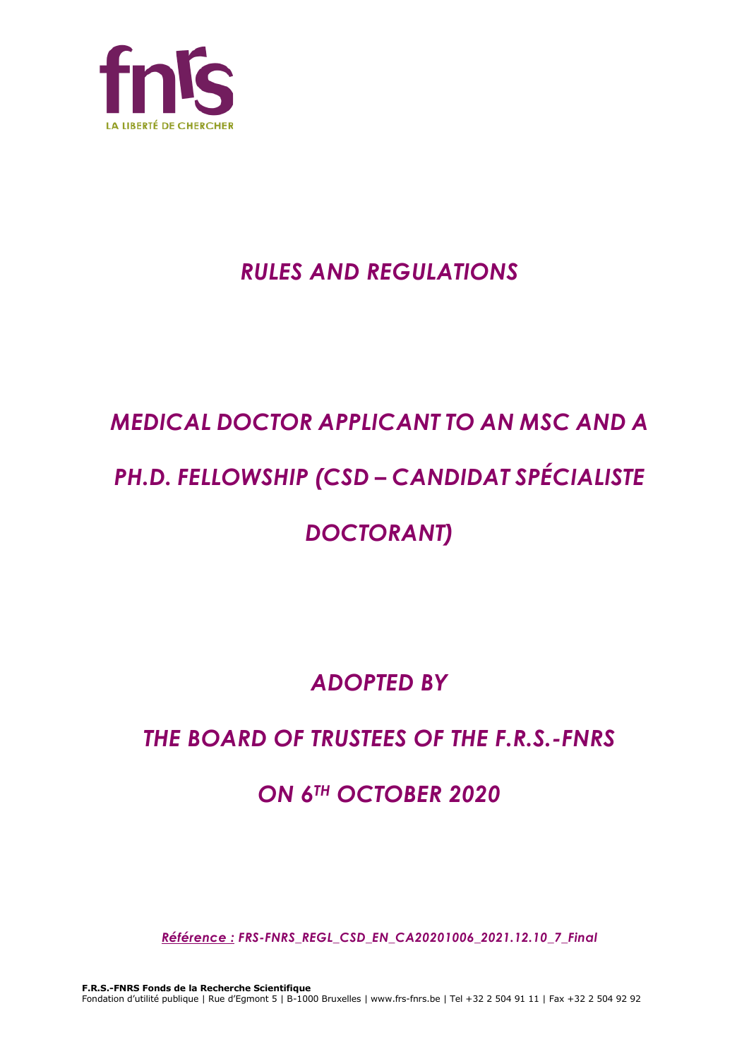# *RULES AND REGULATIONS*

# *MEDICAL DOCTOR APPLICANT TO AN MSC AND A PH.D. FELLOWSHIP (CSD – CANDIDAT SPÉCIALISTE DOCTORANT)*

## *ADOPTED BY*

## *THE BOARD OF TRUSTEES OF THE F.R.S.-FNRS*

## *ON 6TH OCTOBER 2020*

***Référence :** FRS-FNRS_REGL_CSD_EN_CA20201006_2021.12.10_7_Final*

**F.R.S.-FNRS Fonds de la Recherche Scientifique**
Fondation d'utilité publique | Rue d'Egmont 5 | B-1000 Bruxelles | www.frs-fnrs.be | Tel +32 2 504 91 11 | Fax +32 2 504 92 92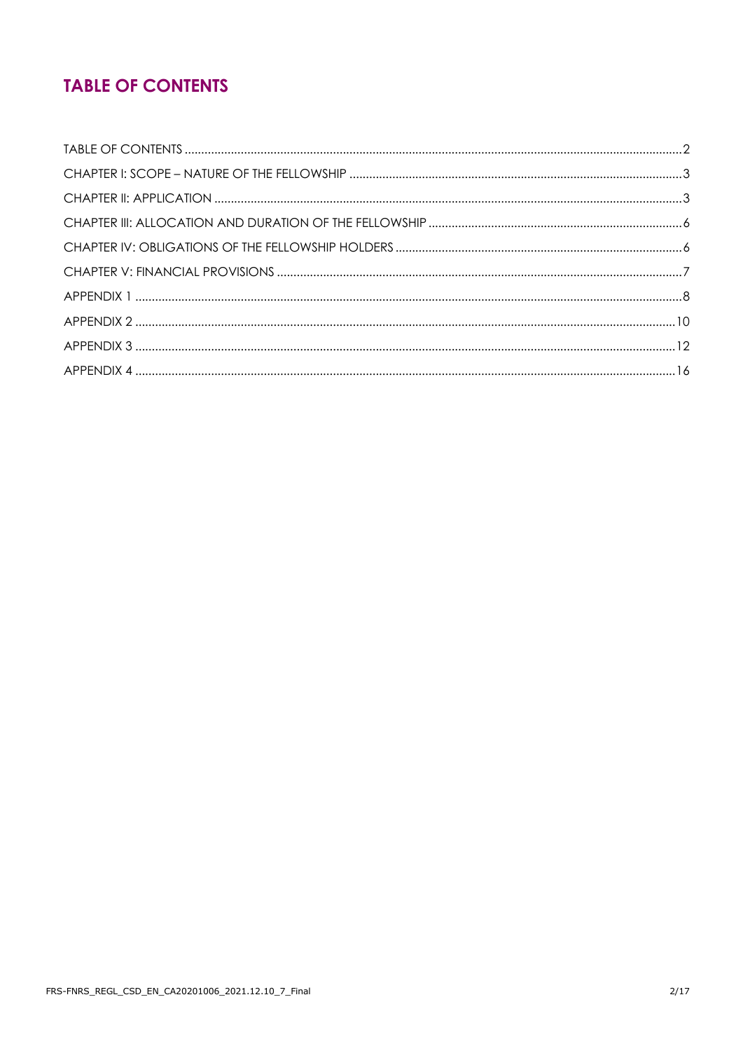## TABLE OF CONTENTS

TABLE OF CONTENTS ........ 2
CHAPTER I: SCOPE – NATURE OF THE FELLOWSHIP ........ 3
CHAPTER II: APPLICATION ........ 3
CHAPTER III: ALLOCATION AND DURATION OF THE FELLOWSHIP ........ 6
CHAPTER IV: OBLIGATIONS OF THE FELLOWSHIP HOLDERS ........ 6
CHAPTER V: FINANCIAL PROVISIONS ........ 7
APPENDIX 1 ........ 8
APPENDIX 2 ........ 10
APPENDIX 3 ........ 12
APPENDIX 4 ........ 16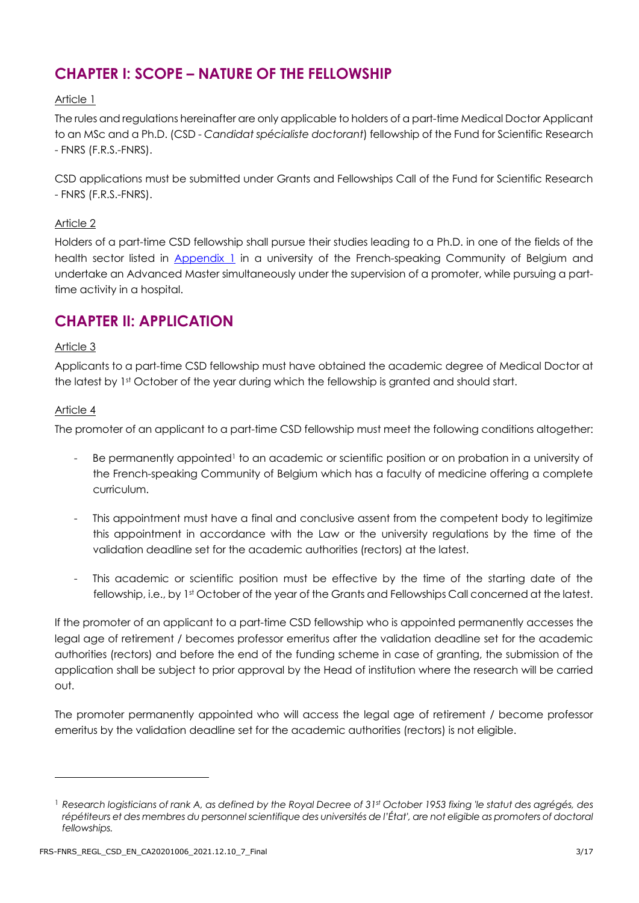## CHAPTER I: SCOPE – NATURE OF THE FELLOWSHIP

Article 1

The rules and regulations hereinafter are only applicable to holders of a part-time Medical Doctor Applicant to an MSc and a Ph.D. (CSD - *Candidat spécialiste doctorant*) fellowship of the Fund for Scientific Research - FNRS (F.R.S.-FNRS).

CSD applications must be submitted under Grants and Fellowships Call of the Fund for Scientific Research - FNRS (F.R.S.-FNRS).

Article 2

Holders of a part-time CSD fellowship shall pursue their studies leading to a Ph.D. in one of the fields of the health sector listed in Appendix 1 in a university of the French-speaking Community of Belgium and undertake an Advanced Master simultaneously under the supervision of a promoter, while pursuing a part-time activity in a hospital.

## CHAPTER II: APPLICATION

Article 3

Applicants to a part-time CSD fellowship must have obtained the academic degree of Medical Doctor at the latest by 1st October of the year during which the fellowship is granted and should start.

Article 4

The promoter of an applicant to a part-time CSD fellowship must meet the following conditions altogether:

- Be permanently appointed[1] to an academic or scientific position or on probation in a university of the French-speaking Community of Belgium which has a faculty of medicine offering a complete curriculum.
- This appointment must have a final and conclusive assent from the competent body to legitimize this appointment in accordance with the Law or the university regulations by the time of the validation deadline set for the academic authorities (rectors) at the latest.
- This academic or scientific position must be effective by the time of the starting date of the fellowship, i.e., by 1st October of the year of the Grants and Fellowships Call concerned at the latest.

If the promoter of an applicant to a part-time CSD fellowship who is appointed permanently accesses the legal age of retirement / becomes professor emeritus after the validation deadline set for the academic authorities (rectors) and before the end of the funding scheme in case of granting, the submission of the application shall be subject to prior approval by the Head of institution where the research will be carried out.

The promoter permanently appointed who will access the legal age of retirement / become professor emeritus by the validation deadline set for the academic authorities (rectors) is not eligible.

---

[1] *Research logisticians of rank A, as defined by the Royal Decree of 31st October 1953 fixing 'le statut des agrégés, des répétiteurs et des membres du personnel scientifique des universités de l'État', are not eligible as promoters of doctoral fellowships.*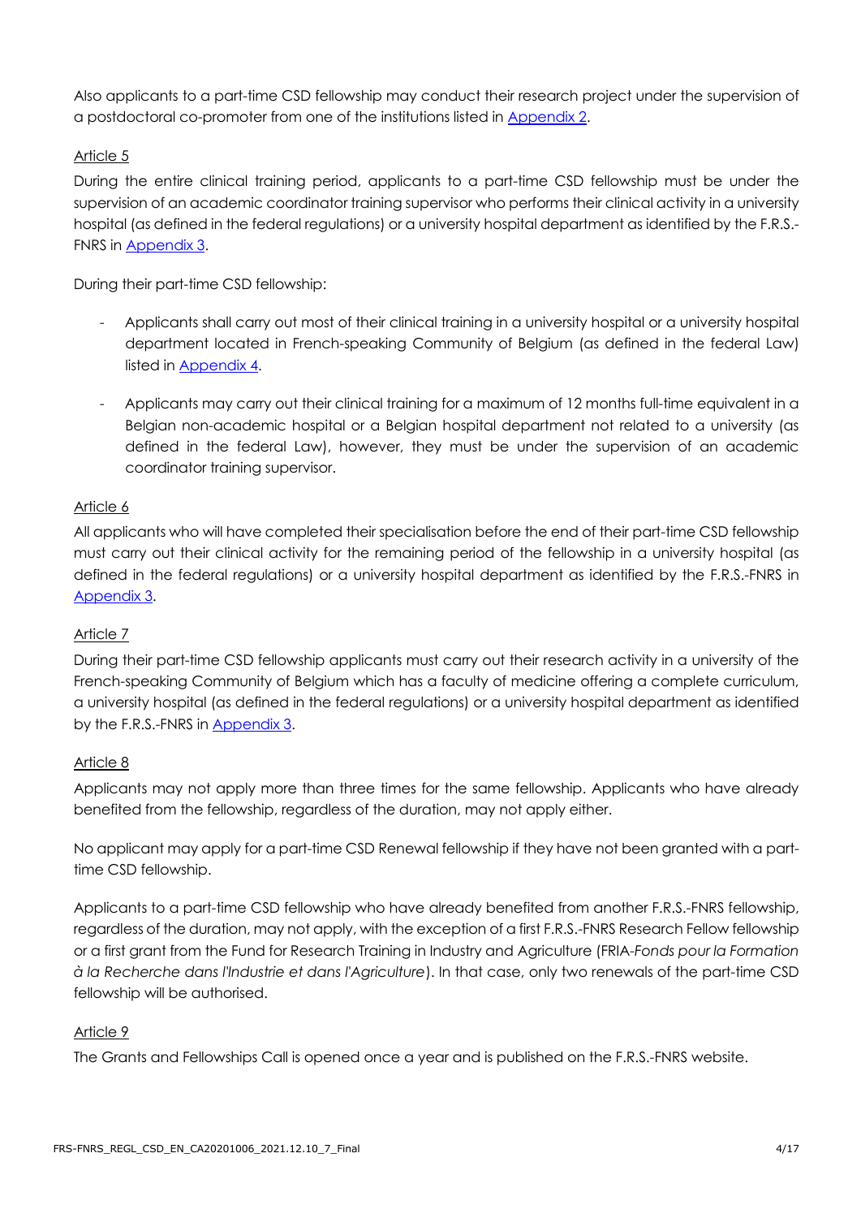Also applicants to a part-time CSD fellowship may conduct their research project under the supervision of a postdoctoral co-promoter from one of the institutions listed in Appendix 2.

Article 5

During the entire clinical training period, applicants to a part-time CSD fellowship must be under the supervision of an academic coordinator training supervisor who performs their clinical activity in a university hospital (as defined in the federal regulations) or a university hospital department as identified by the F.R.S.-FNRS in Appendix 3.

During their part-time CSD fellowship:

- Applicants shall carry out most of their clinical training in a university hospital or a university hospital department located in French-speaking Community of Belgium (as defined in the federal Law) listed in Appendix 4.
- Applicants may carry out their clinical training for a maximum of 12 months full-time equivalent in a Belgian non-academic hospital or a Belgian hospital department not related to a university (as defined in the federal Law), however, they must be under the supervision of an academic coordinator training supervisor.

Article 6

All applicants who will have completed their specialisation before the end of their part-time CSD fellowship must carry out their clinical activity for the remaining period of the fellowship in a university hospital (as defined in the federal regulations) or a university hospital department as identified by the F.R.S.-FNRS in Appendix 3.

Article 7

During their part-time CSD fellowship applicants must carry out their research activity in a university of the French-speaking Community of Belgium which has a faculty of medicine offering a complete curriculum, a university hospital (as defined in the federal regulations) or a university hospital department as identified by the F.R.S.-FNRS in Appendix 3.

Article 8

Applicants may not apply more than three times for the same fellowship. Applicants who have already benefited from the fellowship, regardless of the duration, may not apply either.

No applicant may apply for a part-time CSD Renewal fellowship if they have not been granted with a part-time CSD fellowship.

Applicants to a part-time CSD fellowship who have already benefited from another F.R.S.-FNRS fellowship, regardless of the duration, may not apply, with the exception of a first F.R.S.-FNRS Research Fellow fellowship or a first grant from the Fund for Research Training in Industry and Agriculture (FRIA-*Fonds pour la Formation à la Recherche dans l'Industrie et dans l'Agriculture*). In that case, only two renewals of the part-time CSD fellowship will be authorised.

Article 9

The Grants and Fellowships Call is opened once a year and is published on the F.R.S.-FNRS website.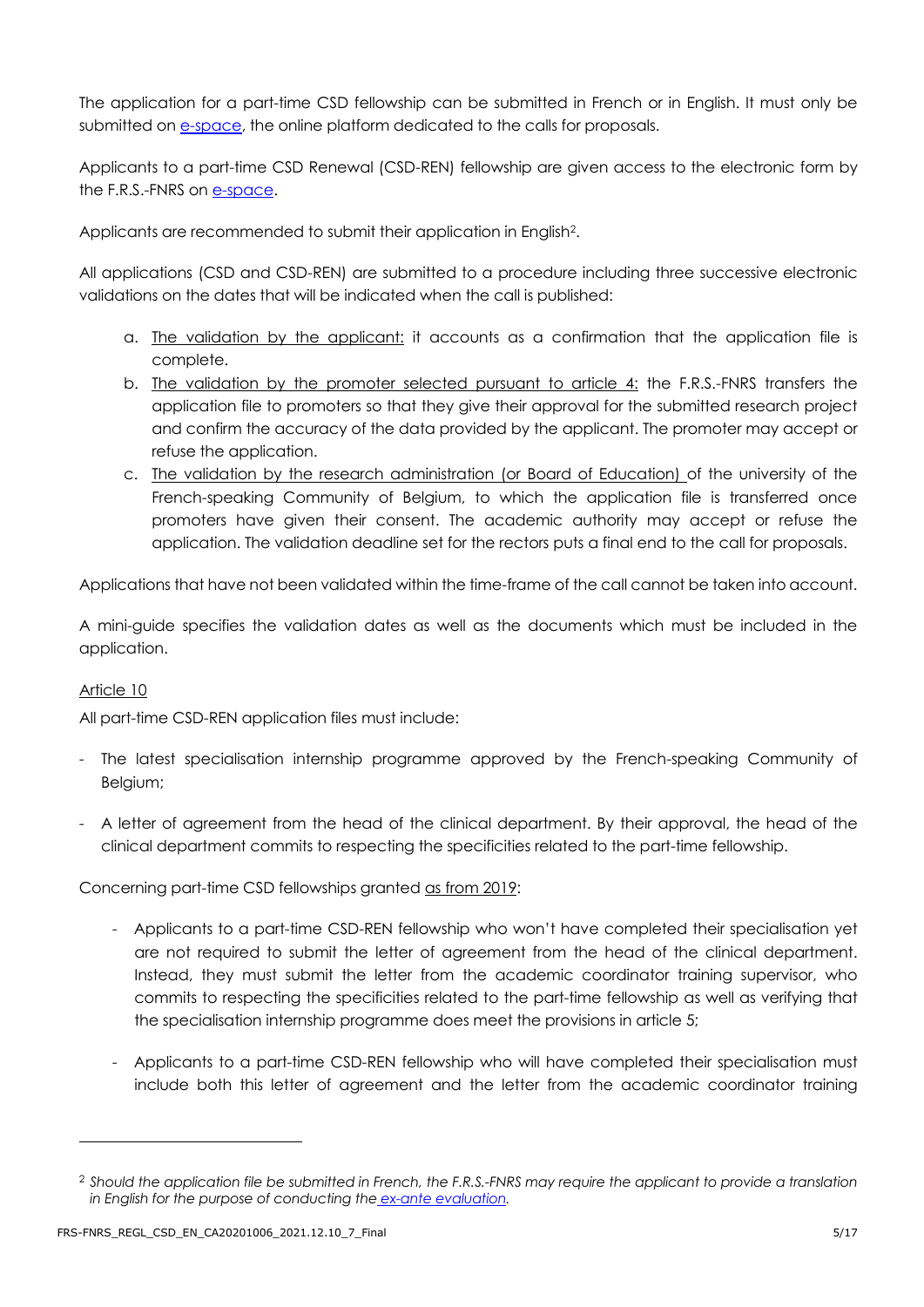The application for a part-time CSD fellowship can be submitted in French or in English. It must only be submitted on e-space, the online platform dedicated to the calls for proposals.

Applicants to a part-time CSD Renewal (CSD-REN) fellowship are given access to the electronic form by the F.R.S.-FNRS on e-space.

Applicants are recommended to submit their application in English[2].

All applications (CSD and CSD-REN) are submitted to a procedure including three successive electronic validations on the dates that will be indicated when the call is published:

a. The validation by the applicant: it accounts as a confirmation that the application file is complete.
b. The validation by the promoter selected pursuant to article 4: the F.R.S.-FNRS transfers the application file to promoters so that they give their approval for the submitted research project and confirm the accuracy of the data provided by the applicant. The promoter may accept or refuse the application.
c. The validation by the research administration (or Board of Education) of the university of the French-speaking Community of Belgium, to which the application file is transferred once promoters have given their consent. The academic authority may accept or refuse the application. The validation deadline set for the rectors puts a final end to the call for proposals.

Applications that have not been validated within the time-frame of the call cannot be taken into account.

A mini-guide specifies the validation dates as well as the documents which must be included in the application.

Article 10

All part-time CSD-REN application files must include:

- The latest specialisation internship programme approved by the French-speaking Community of Belgium;
- A letter of agreement from the head of the clinical department. By their approval, the head of the clinical department commits to respecting the specificities related to the part-time fellowship.

Concerning part-time CSD fellowships granted as from 2019:

- Applicants to a part-time CSD-REN fellowship who won't have completed their specialisation yet are not required to submit the letter of agreement from the head of the clinical department. Instead, they must submit the letter from the academic coordinator training supervisor, who commits to respecting the specificities related to the part-time fellowship as well as verifying that the specialisation internship programme does meet the provisions in article 5;
- Applicants to a part-time CSD-REN fellowship who will have completed their specialisation must include both this letter of agreement and the letter from the academic coordinator training

[2] *Should the application file be submitted in French, the F.R.S.-FNRS may require the applicant to provide a translation in English for the purpose of conducting the ex-ante evaluation.*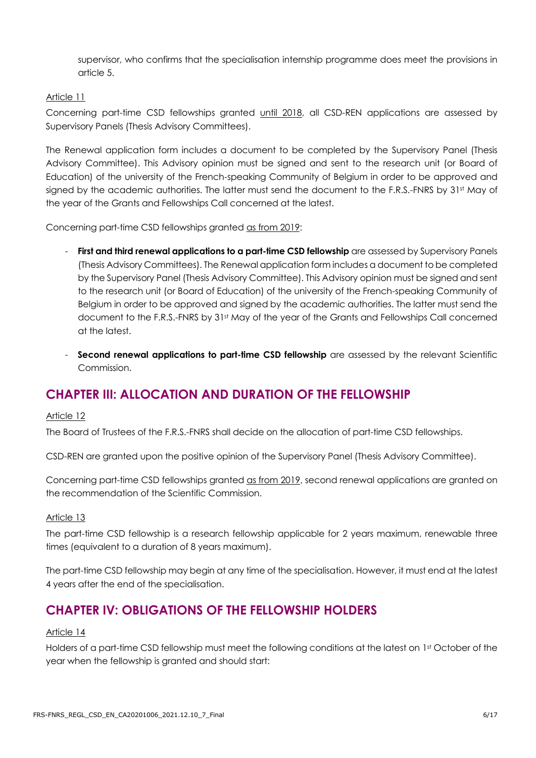supervisor, who confirms that the specialisation internship programme does meet the provisions in article 5.

Article 11

Concerning part-time CSD fellowships granted until 2018, all CSD-REN applications are assessed by Supervisory Panels (Thesis Advisory Committees).

The Renewal application form includes a document to be completed by the Supervisory Panel (Thesis Advisory Committee). This Advisory opinion must be signed and sent to the research unit (or Board of Education) of the university of the French-speaking Community of Belgium in order to be approved and signed by the academic authorities. The latter must send the document to the F.R.S.-FNRS by 31st May of the year of the Grants and Fellowships Call concerned at the latest.

Concerning part-time CSD fellowships granted as from 2019:

- **First and third renewal applications to a part-time CSD fellowship** are assessed by Supervisory Panels (Thesis Advisory Committees). The Renewal application form includes a document to be completed by the Supervisory Panel (Thesis Advisory Committee). This Advisory opinion must be signed and sent to the research unit (or Board of Education) of the university of the French-speaking Community of Belgium in order to be approved and signed by the academic authorities. The latter must send the document to the F.R.S.-FNRS by 31st May of the year of the Grants and Fellowships Call concerned at the latest.
- **Second renewal applications to part-time CSD fellowship** are assessed by the relevant Scientific Commission.

## CHAPTER III: ALLOCATION AND DURATION OF THE FELLOWSHIP

Article 12

The Board of Trustees of the F.R.S.-FNRS shall decide on the allocation of part-time CSD fellowships.

CSD-REN are granted upon the positive opinion of the Supervisory Panel (Thesis Advisory Committee).

Concerning part-time CSD fellowships granted as from 2019, second renewal applications are granted on the recommendation of the Scientific Commission.

Article 13

The part-time CSD fellowship is a research fellowship applicable for 2 years maximum, renewable three times (equivalent to a duration of 8 years maximum).

The part-time CSD fellowship may begin at any time of the specialisation. However, it must end at the latest 4 years after the end of the specialisation.

## CHAPTER IV: OBLIGATIONS OF THE FELLOWSHIP HOLDERS

Article 14

Holders of a part-time CSD fellowship must meet the following conditions at the latest on 1st October of the year when the fellowship is granted and should start: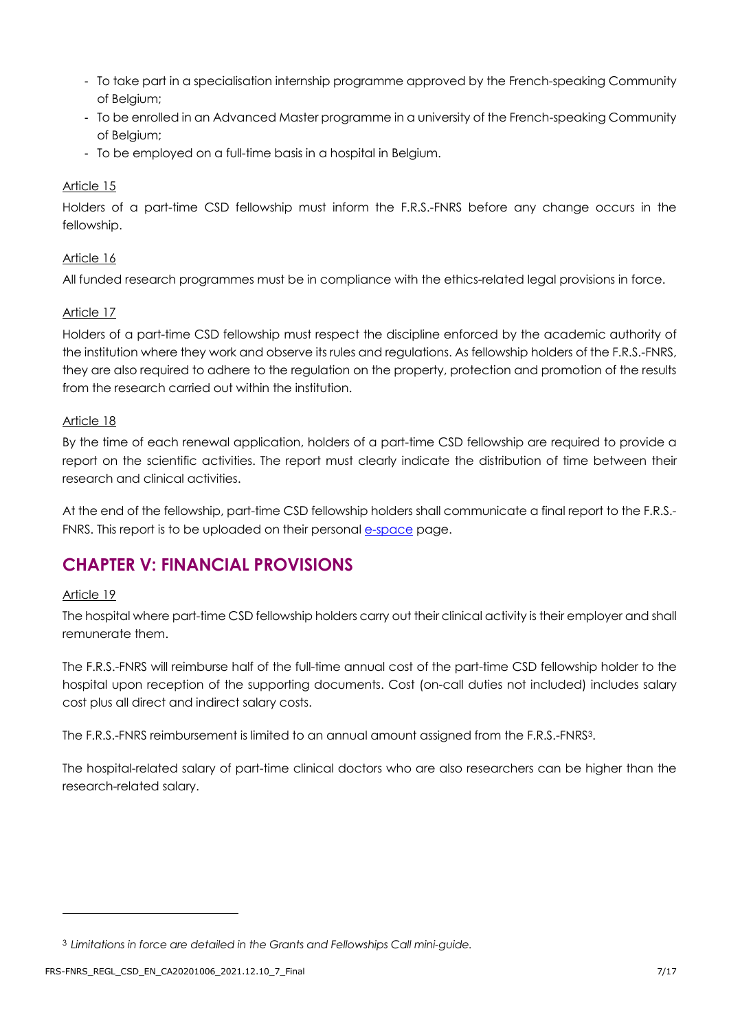- To take part in a specialisation internship programme approved by the French-speaking Community of Belgium;
- To be enrolled in an Advanced Master programme in a university of the French-speaking Community of Belgium;
- To be employed on a full-time basis in a hospital in Belgium.

Article 15

Holders of a part-time CSD fellowship must inform the F.R.S.-FNRS before any change occurs in the fellowship.

Article 16

All funded research programmes must be in compliance with the ethics-related legal provisions in force.

Article 17

Holders of a part-time CSD fellowship must respect the discipline enforced by the academic authority of the institution where they work and observe its rules and regulations. As fellowship holders of the F.R.S.-FNRS, they are also required to adhere to the regulation on the property, protection and promotion of the results from the research carried out within the institution.

Article 18

By the time of each renewal application, holders of a part-time CSD fellowship are required to provide a report on the scientific activities. The report must clearly indicate the distribution of time between their research and clinical activities.

At the end of the fellowship, part-time CSD fellowship holders shall communicate a final report to the F.R.S.-FNRS. This report is to be uploaded on their personal e-space page.

## CHAPTER V: FINANCIAL PROVISIONS

Article 19

The hospital where part-time CSD fellowship holders carry out their clinical activity is their employer and shall remunerate them.

The F.R.S.-FNRS will reimburse half of the full-time annual cost of the part-time CSD fellowship holder to the hospital upon reception of the supporting documents. Cost (on-call duties not included) includes salary cost plus all direct and indirect salary costs.

The F.R.S.-FNRS reimbursement is limited to an annual amount assigned from the F.R.S.-FNRS[3].

The hospital-related salary of part-time clinical doctors who are also researchers can be higher than the research-related salary.

[3] *Limitations in force are detailed in the Grants and Fellowships Call mini-guide.*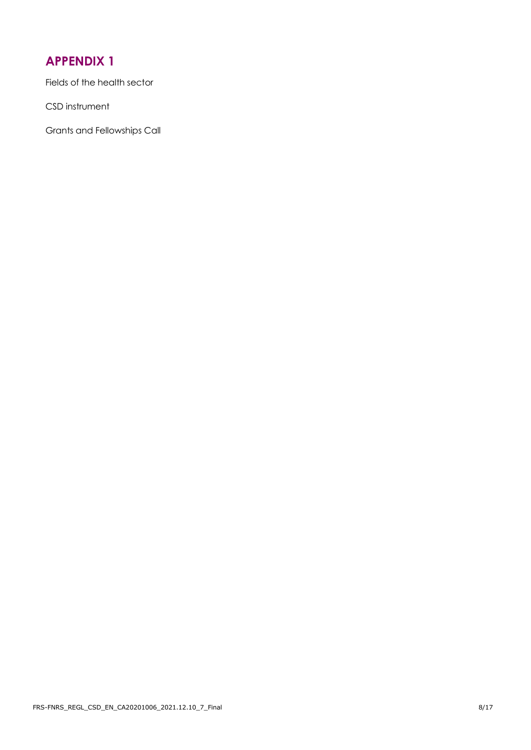# APPENDIX 1

Fields of the health sector

CSD instrument

Grants and Fellowships Call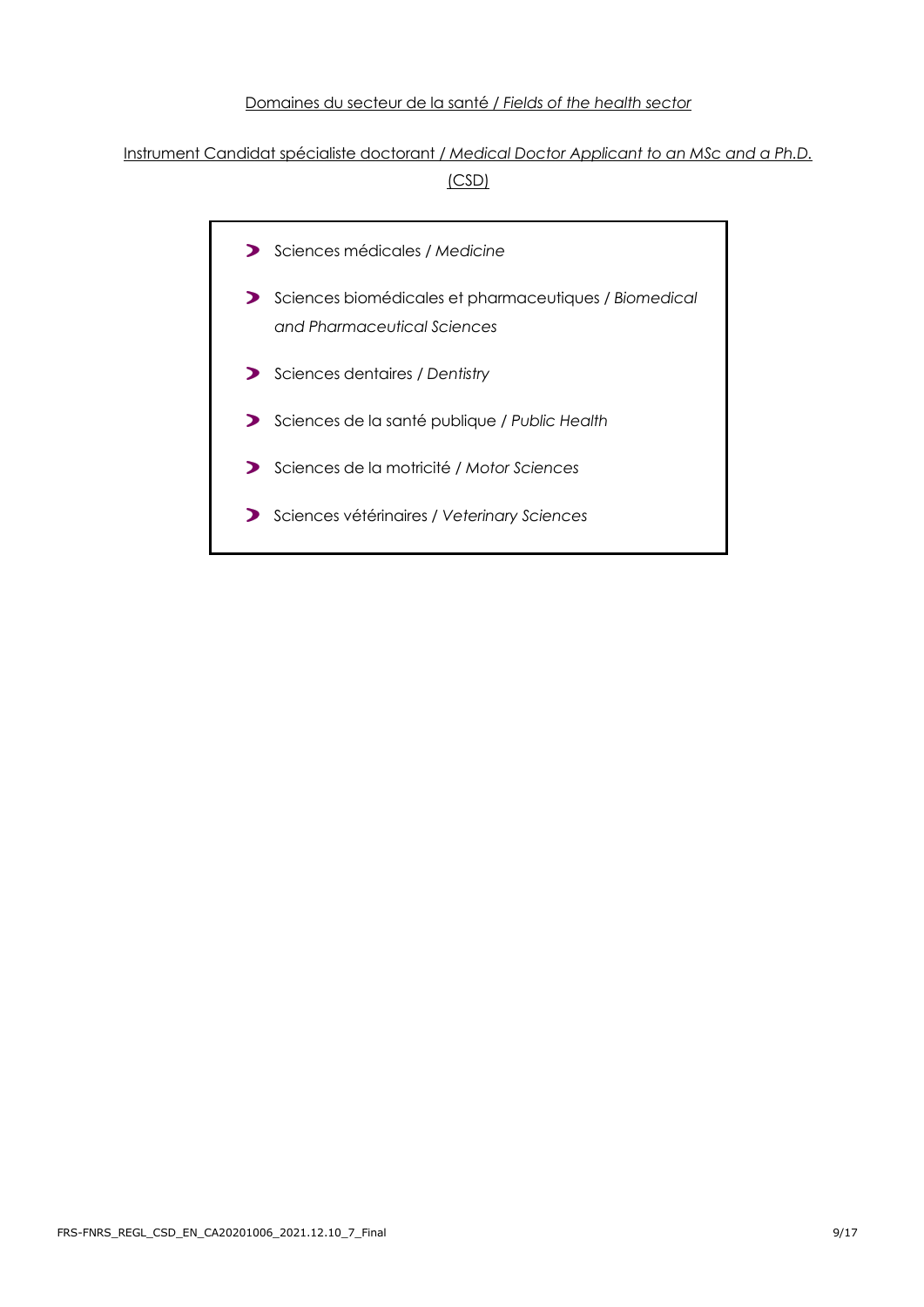Domaines du secteur de la santé / *Fields of the health sector*

Instrument Candidat spécialiste doctorant / *Medical Doctor Applicant to an MSc and a Ph.D.* (CSD)

- Sciences médicales / *Medicine*
- Sciences biomédicales et pharmaceutiques / *Biomedical and Pharmaceutical Sciences*
- Sciences dentaires / *Dentistry*
- Sciences de la santé publique / *Public Health*
- Sciences de la motricité / *Motor Sciences*
- Sciences vétérinaires / *Veterinary Sciences*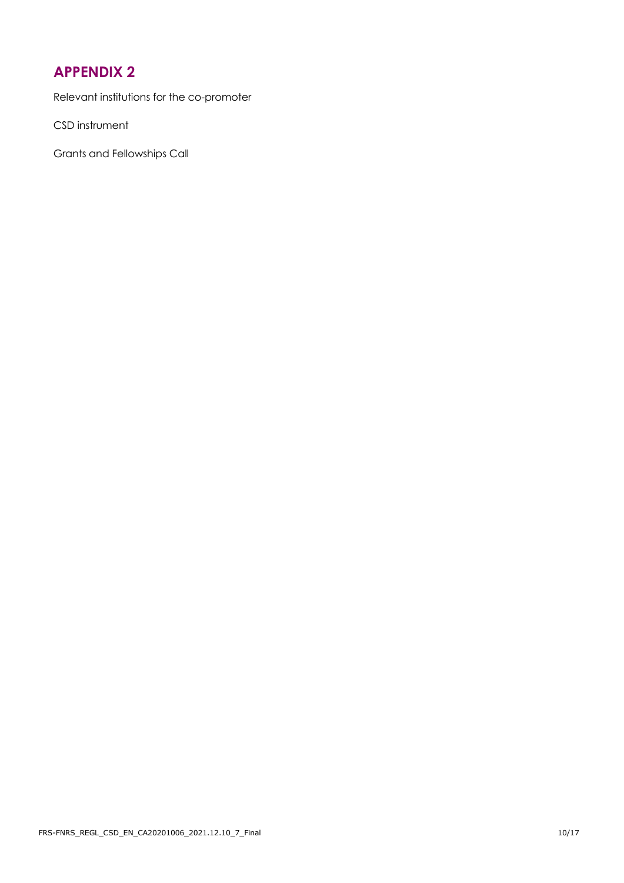## APPENDIX 2

Relevant institutions for the co-promoter

CSD instrument

Grants and Fellowships Call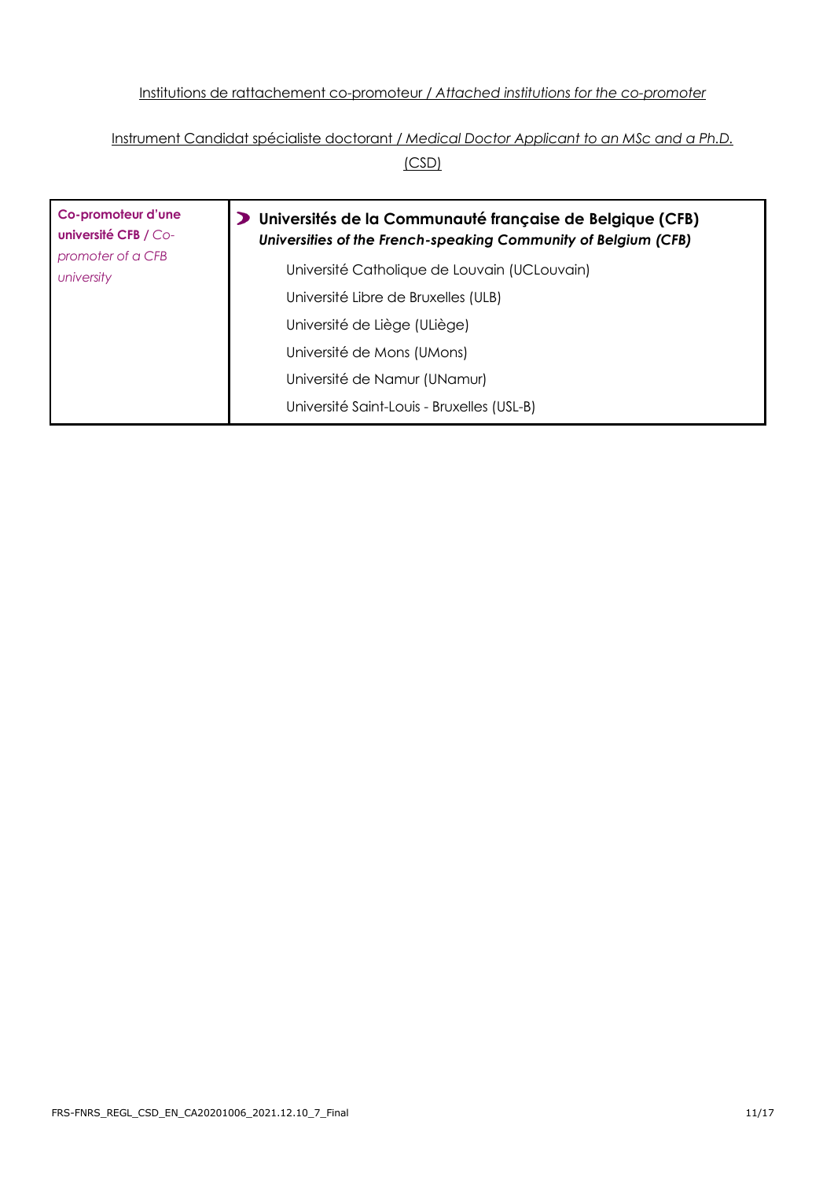<u>Institutions de rattachement co-promoteur / *Attached institutions for the co-promoter*</u>

<u>Instrument Candidat spécialiste doctorant / *Medical Doctor Applicant to an MSc and a Ph.D.* (CSD)</u>

| **Co-promoteur d'une université CFB** / *Co-promoter of a CFB university* | **Universités de la Communauté française de Belgique (CFB)**<br>***Universities of the French-speaking Community of Belgium (CFB)*** |
|---|---|
| | Université Catholique de Louvain (UCLouvain) |
| | Université Libre de Bruxelles (ULB) |
| | Université de Liège (ULiège) |
| | Université de Mons (UMons) |
| | Université de Namur (UNamur) |
| | Université Saint-Louis - Bruxelles (USL-B) |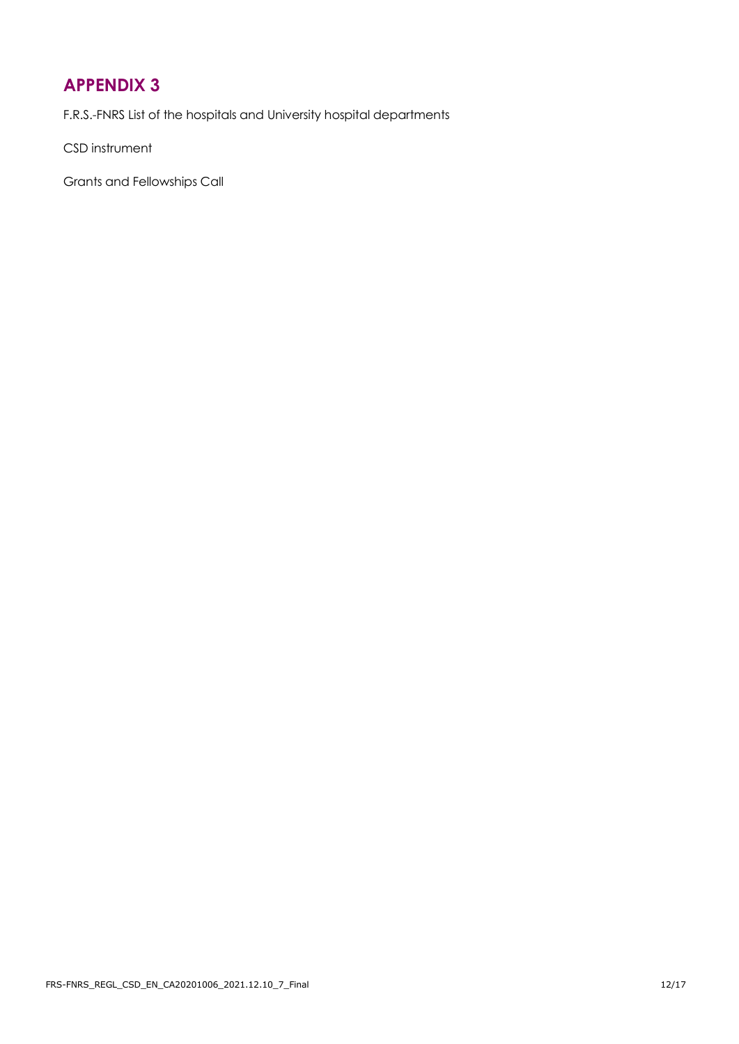# APPENDIX 3

F.R.S.-FNRS List of the hospitals and University hospital departments

CSD instrument

Grants and Fellowships Call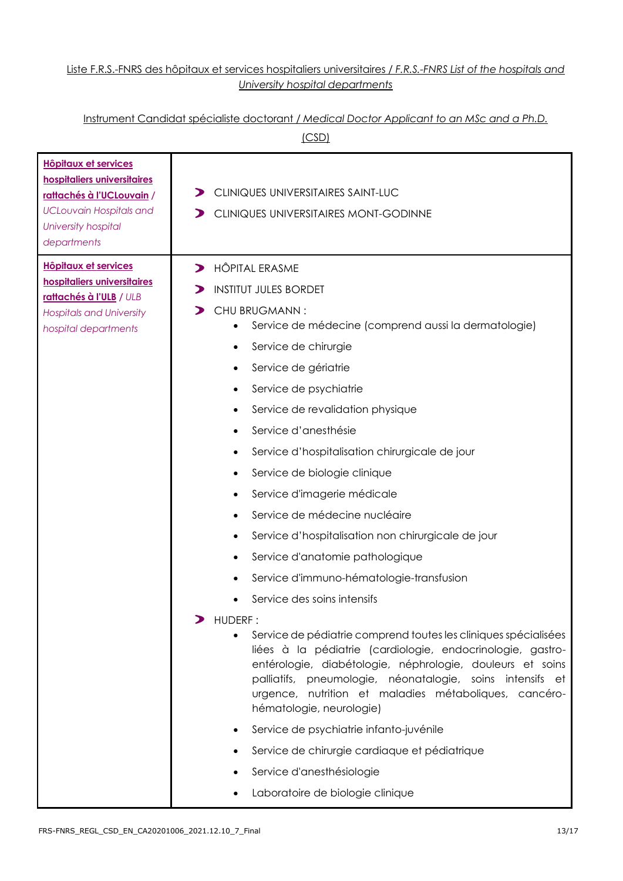Liste F.R.S.-FNRS des hôpitaux et services hospitaliers universitaires / *F.R.S.-FNRS List of the hospitals and University hospital departments*

Instrument Candidat spécialiste doctorant / *Medical Doctor Applicant to an MSc and a Ph.D.* (CSD)

| | |
|---|---|
| **Hôpitaux et services hospitaliers universitaires rattachés à l'UCLouvain** / *UCLouvain Hospitals and University hospital departments* | ➤ CLINIQUES UNIVERSITAIRES SAINT-LUC<br>➤ CLINIQUES UNIVERSITAIRES MONT-GODINNE |
| **Hôpitaux et services hospitaliers universitaires rattachés à l'ULB** / *ULB Hospitals and University hospital departments* | ➤ HÔPITAL ERASME<br>➤ INSTITUT JULES BORDET<br>➤ CHU BRUGMANN :<br>• Service de médecine (comprend aussi la dermatologie)<br>• Service de chirurgie<br>• Service de gériatrie<br>• Service de psychiatrie<br>• Service de revalidation physique<br>• Service d'anesthésie<br>• Service d'hospitalisation chirurgicale de jour<br>• Service de biologie clinique<br>• Service d'imagerie médicale<br>• Service de médecine nucléaire<br>• Service d'hospitalisation non chirurgicale de jour<br>• Service d'anatomie pathologique<br>• Service d'immuno-hématologie-transfusion<br>• Service des soins intensifs<br>➤ HUDERF :<br>• Service de pédiatrie comprend toutes les cliniques spécialisées liées à la pédiatrie (cardiologie, endocrinologie, gastro-entérologie, diabétologie, néphrologie, douleurs et soins palliatifs, pneumologie, néonatalogie, soins intensifs et urgence, nutrition et maladies métaboliques, cancéro-hématologie, neurologie)<br>• Service de psychiatrie infanto-juvénile<br>• Service de chirurgie cardiaque et pédiatrique<br>• Service d'anesthésiologie<br>• Laboratoire de biologie clinique |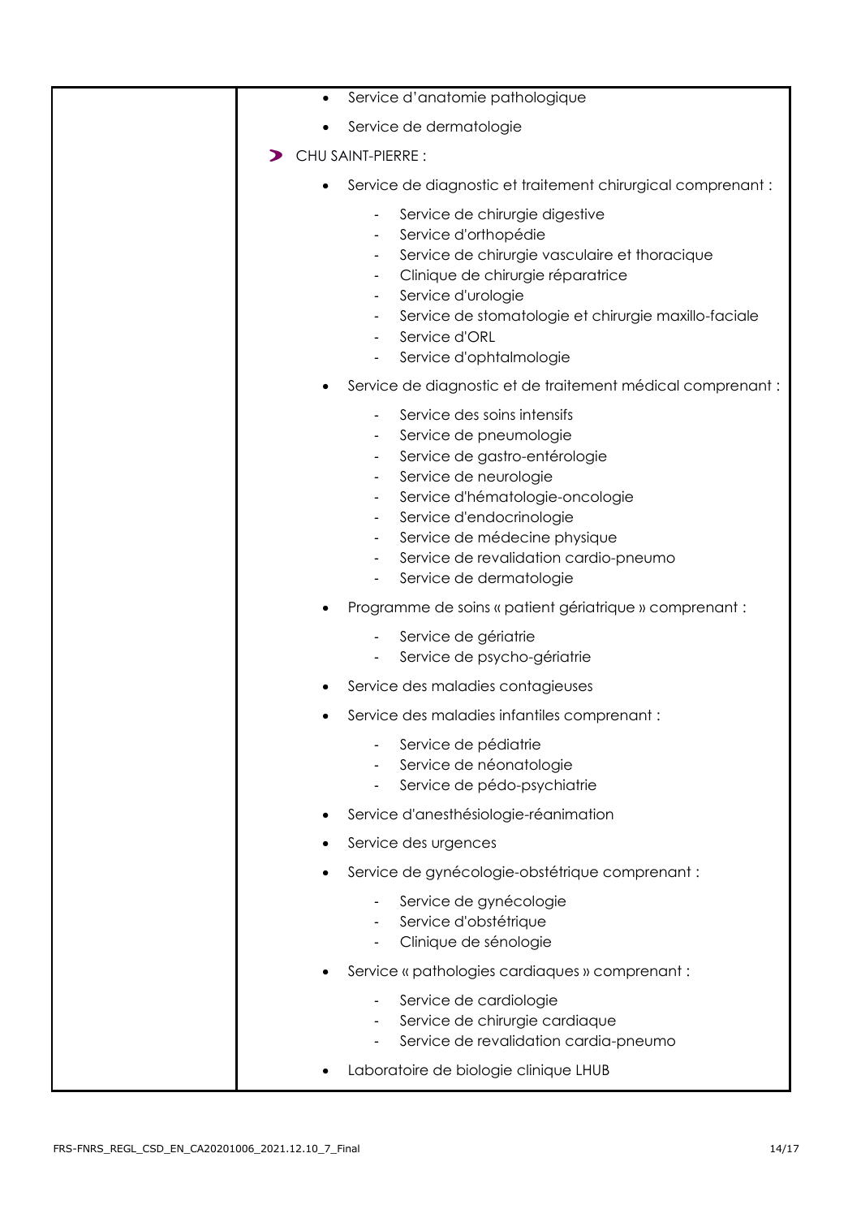| | |
|---|---|
| | • Service d'anatomie pathologique<br>• Service de dermatologie<br>➤ CHU SAINT-PIERRE :<br>• Service de diagnostic et traitement chirurgical comprenant :<br>- Service de chirurgie digestive<br>- Service d'orthopédie<br>- Service de chirurgie vasculaire et thoracique<br>- Clinique de chirurgie réparatrice<br>- Service d'urologie<br>- Service de stomatologie et chirurgie maxillo-faciale<br>- Service d'ORL<br>- Service d'ophtalmologie<br>• Service de diagnostic et de traitement médical comprenant :<br>- Service des soins intensifs<br>- Service de pneumologie<br>- Service de gastro-entérologie<br>- Service de neurologie<br>- Service d'hématologie-oncologie<br>- Service d'endocrinologie<br>- Service de médecine physique<br>- Service de revalidation cardio-pneumo<br>- Service de dermatologie<br>• Programme de soins « patient gériatrique » comprenant :<br>- Service de gériatrie<br>- Service de psycho-gériatrie<br>• Service des maladies contagieuses<br>• Service des maladies infantiles comprenant :<br>- Service de pédiatrie<br>- Service de néonatologie<br>- Service de pédo-psychiatrie<br>• Service d'anesthésiologie-réanimation<br>• Service des urgences<br>• Service de gynécologie-obstétrique comprenant :<br>- Service de gynécologie<br>- Service d'obstétrique<br>- Clinique de sénologie<br>• Service « pathologies cardiaques » comprenant :<br>- Service de cardiologie<br>- Service de chirurgie cardiaque<br>- Service de revalidation cardia-pneumo<br>• Laboratoire de biologie clinique LHUB |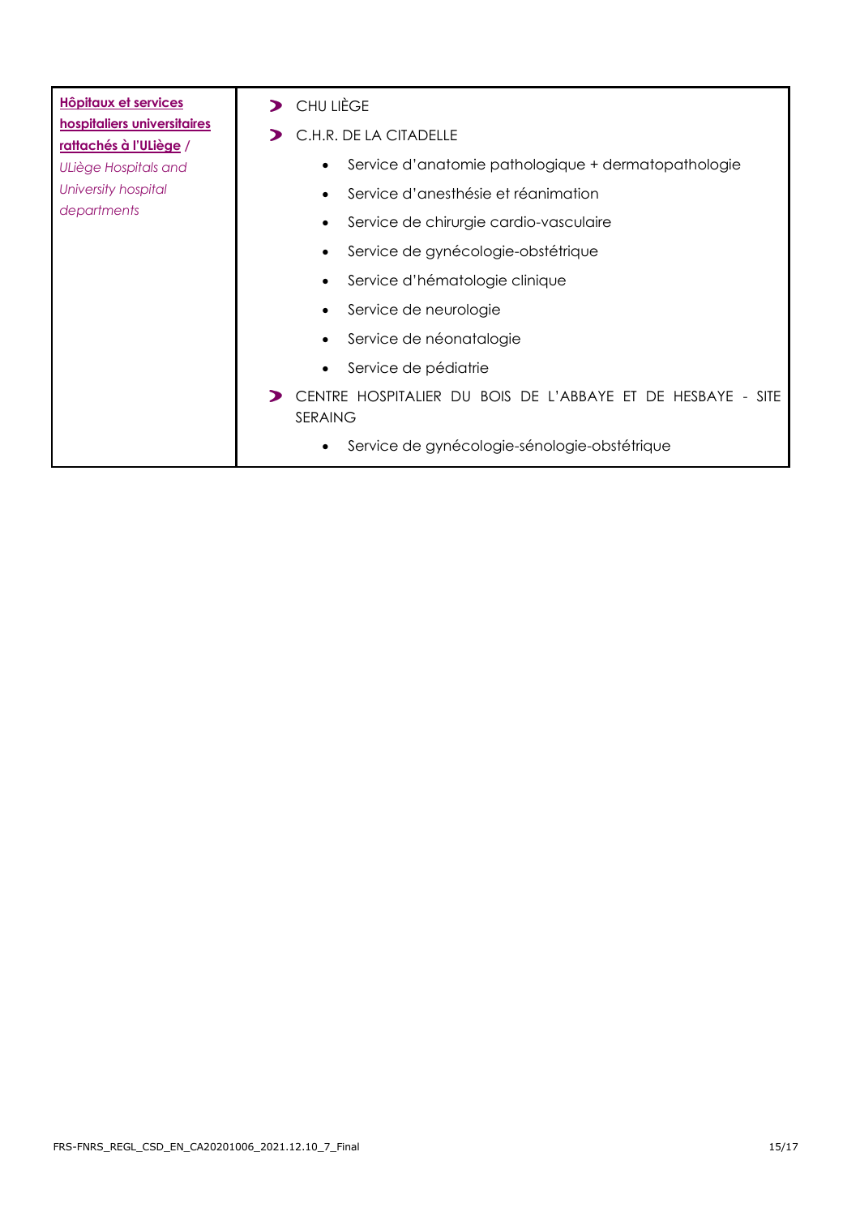| <u>**Hôpitaux et services hospitaliers universitaires rattachés à l'ULiège**</u> / *ULiège Hospitals and University hospital departments* | ➤ CHU LIÈGE<br>➤ C.H.R. DE LA CITADELLE<br>• Service d'anatomie pathologique + dermatopathologie<br>• Service d'anesthésie et réanimation<br>• Service de chirurgie cardio-vasculaire<br>• Service de gynécologie-obstétrique<br>• Service d'hématologie clinique<br>• Service de neurologie<br>• Service de néonatalogie<br>• Service de pédiatrie<br>➤ CENTRE HOSPITALIER DU BOIS DE L'ABBAYE ET DE HESBAYE - SITE SERAING<br>• Service de gynécologie-sénologie-obstétrique |
|---|---|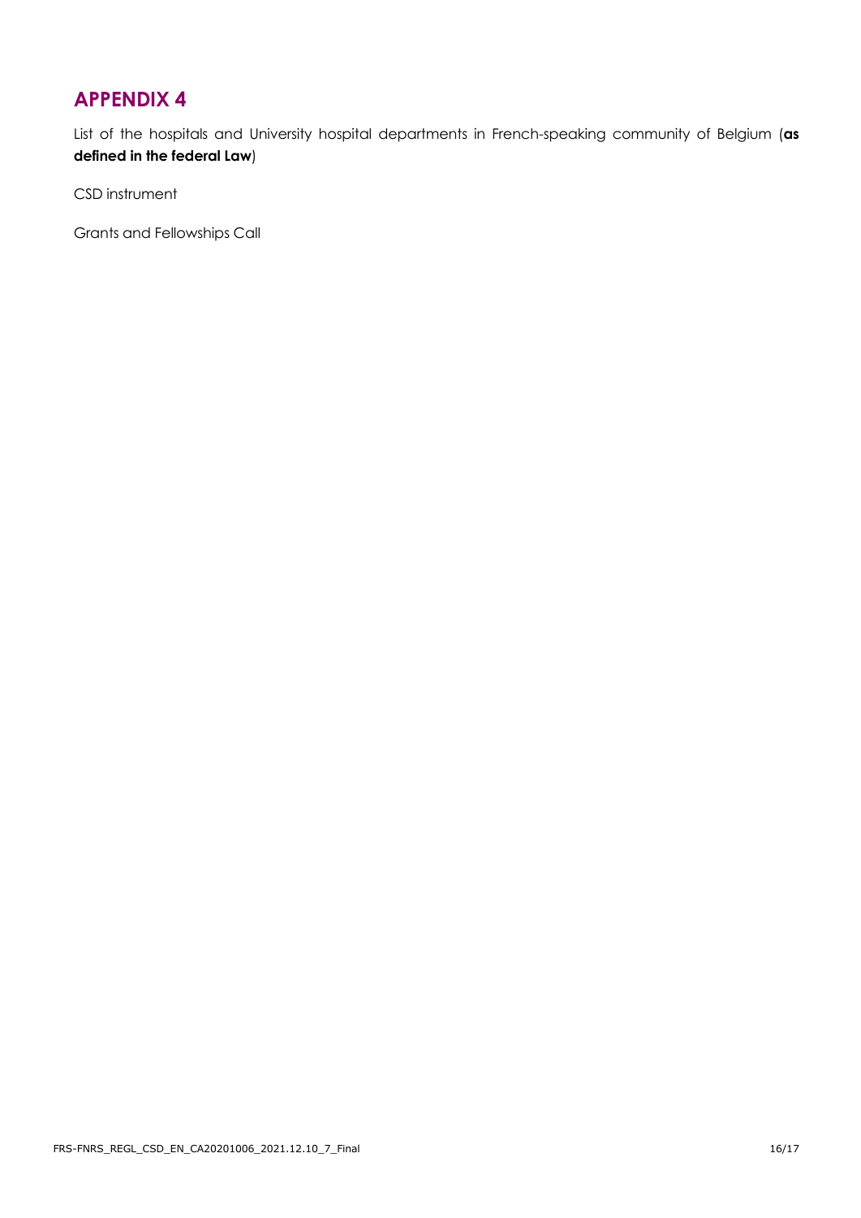# APPENDIX 4

List of the hospitals and University hospital departments in French-speaking community of Belgium (**as defined in the federal Law**)

CSD instrument

Grants and Fellowships Call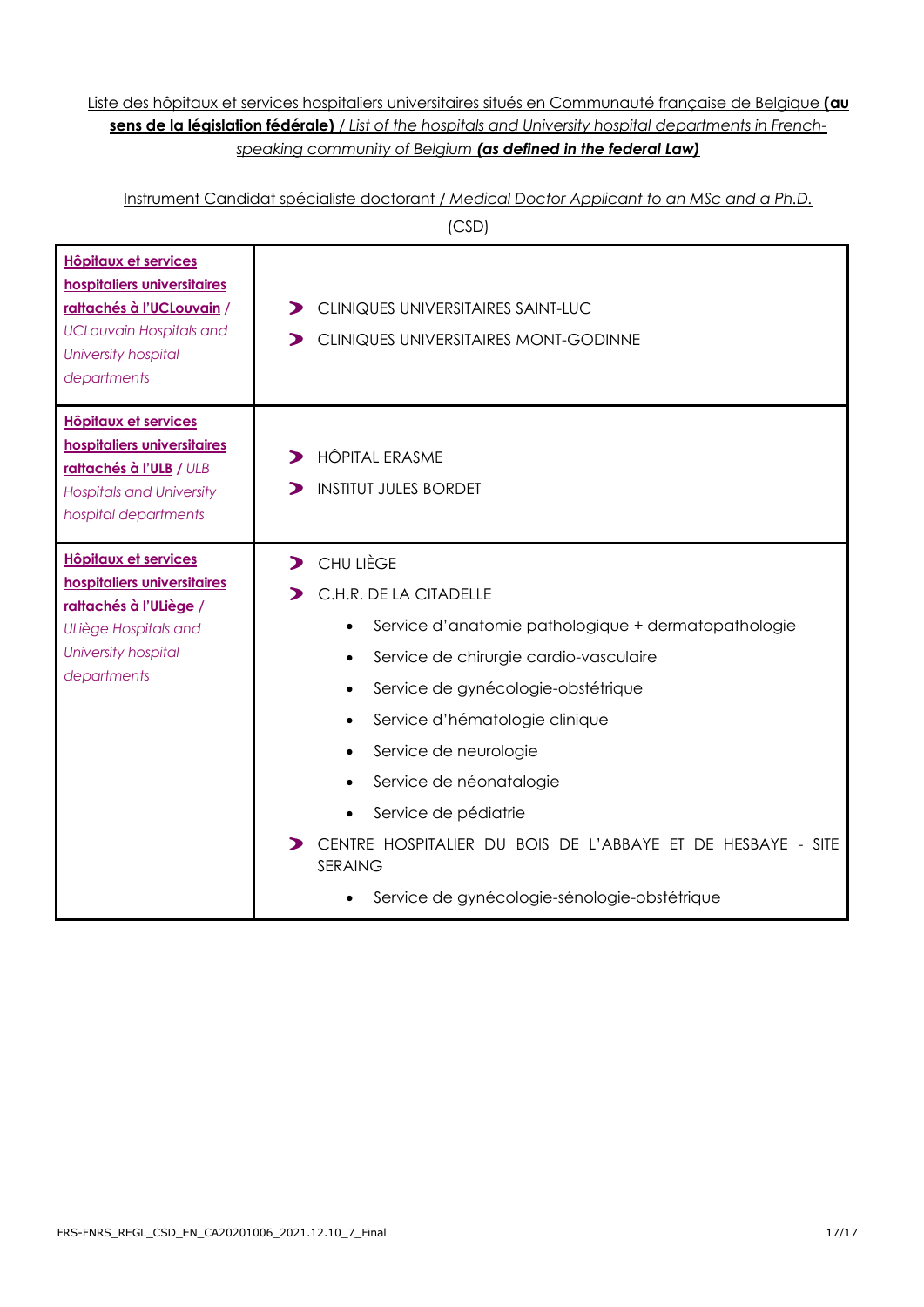<u>Liste des hôpitaux et services hospitaliers universitaires situés en Communauté française de Belgique **(au sens de la législation fédérale)** / *List of the hospitals and University hospital departments in French-speaking community of Belgium* ***(as defined in the federal Law)***</u>

<u>Instrument Candidat spécialiste doctorant / *Medical Doctor Applicant to an MSc and a Ph.D.* (CSD)</u>

| | |
|---|---|
| **<u>Hôpitaux et services hospitaliers universitaires rattachés à l'UCLouvain</u>** / *UCLouvain Hospitals and University hospital departments* | ➤ CLINIQUES UNIVERSITAIRES SAINT-LUC<br>➤ CLINIQUES UNIVERSITAIRES MONT-GODINNE |
| **<u>Hôpitaux et services hospitaliers universitaires rattachés à l'ULB</u>** / *ULB Hospitals and University hospital departments* | ➤ HÔPITAL ERASME<br>➤ INSTITUT JULES BORDET |
| **<u>Hôpitaux et services hospitaliers universitaires rattachés à l'ULiège</u>** / *ULiège Hospitals and University hospital departments* | ➤ CHU LIÈGE<br>➤ C.H.R. DE LA CITADELLE<br>• Service d'anatomie pathologique + dermatopathologie<br>• Service de chirurgie cardio-vasculaire<br>• Service de gynécologie-obstétrique<br>• Service d'hématologie clinique<br>• Service de neurologie<br>• Service de néonatalogie<br>• Service de pédiatrie<br>➤ CENTRE HOSPITALIER DU BOIS DE L'ABBAYE ET DE HESBAYE - SITE SERAING<br>• Service de gynécologie-sénologie-obstétrique |